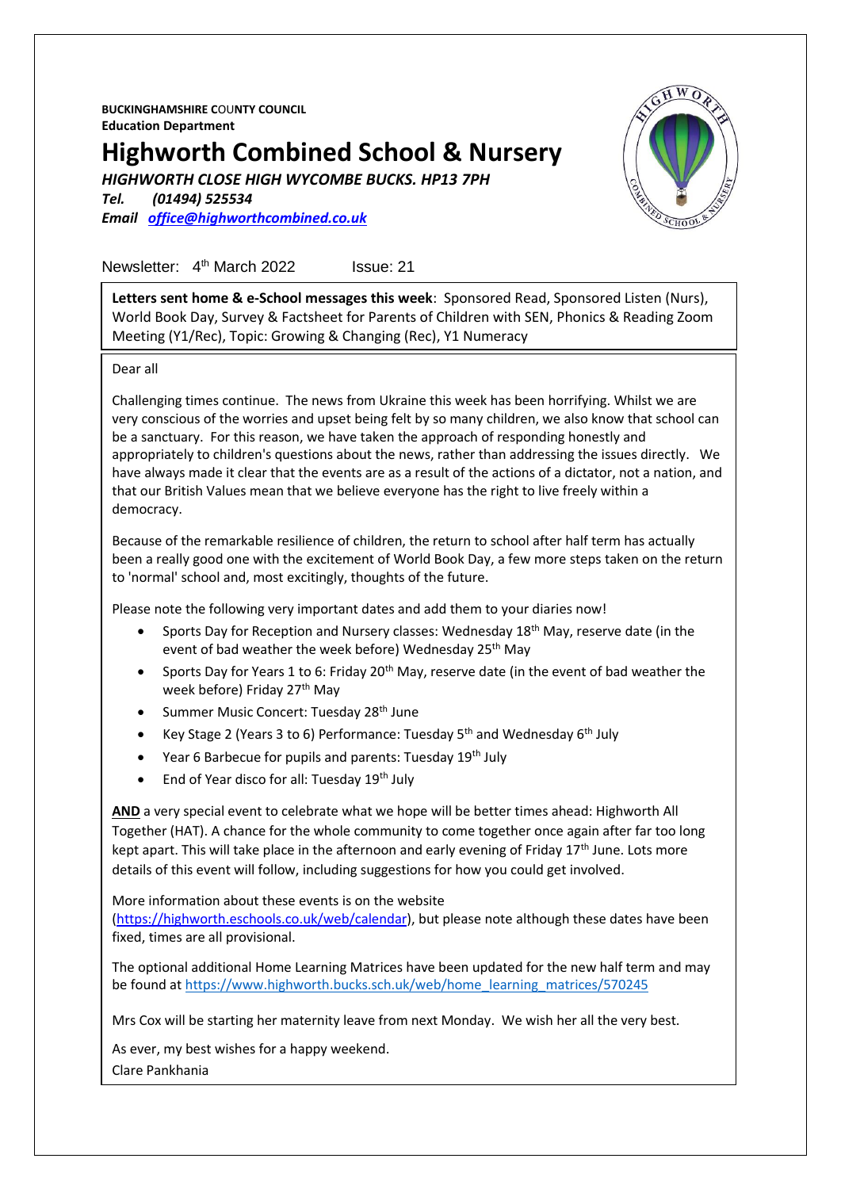**BUCKINGHAMSHIRE COUNTY COUNCIL**
**Education Department**

# Highworth Combined School & Nursery

***HIGHWORTH CLOSE HIGH WYCOMBE BUCKS. HP13 7PH***
***Tel. (01494) 525534***
***Email [office@highworthcombined.co.uk](mailto:office@highworthcombined.co.uk)***

Newsletter: 4th March 2022 Issue: 21

**Letters sent home & e-School messages this week**: Sponsored Read, Sponsored Listen (Nurs), World Book Day, Survey & Factsheet for Parents of Children with SEN, Phonics & Reading Zoom Meeting (Y1/Rec), Topic: Growing & Changing (Rec), Y1 Numeracy

Dear all

Challenging times continue. The news from Ukraine this week has been horrifying. Whilst we are very conscious of the worries and upset being felt by so many children, we also know that school can be a sanctuary. For this reason, we have taken the approach of responding honestly and appropriately to children's questions about the news, rather than addressing the issues directly. We have always made it clear that the events are as a result of the actions of a dictator, not a nation, and that our British Values mean that we believe everyone has the right to live freely within a democracy.

Because of the remarkable resilience of children, the return to school after half term has actually been a really good one with the excitement of World Book Day, a few more steps taken on the return to 'normal' school and, most excitingly, thoughts of the future.

Please note the following very important dates and add them to your diaries now!

- Sports Day for Reception and Nursery classes: Wednesday 18th May, reserve date (in the event of bad weather the week before) Wednesday 25th May
- Sports Day for Years 1 to 6: Friday 20th May, reserve date (in the event of bad weather the week before) Friday 27th May
- Summer Music Concert: Tuesday 28th June
- Key Stage 2 (Years 3 to 6) Performance: Tuesday 5th and Wednesday 6th July
- Year 6 Barbecue for pupils and parents: Tuesday 19th July
- End of Year disco for all: Tuesday 19th July

**AND** a very special event to celebrate what we hope will be better times ahead: Highworth All Together (HAT). A chance for the whole community to come together once again after far too long kept apart. This will take place in the afternoon and early evening of Friday 17th June. Lots more details of this event will follow, including suggestions for how you could get involved.

More information about these events is on the website (https://highworth.eschools.co.uk/web/calendar), but please note although these dates have been fixed, times are all provisional.

The optional additional Home Learning Matrices have been updated for the new half term and may be found at https://www.highworth.bucks.sch.uk/web/home_learning_matrices/570245

Mrs Cox will be starting her maternity leave from next Monday. We wish her all the very best.

As ever, my best wishes for a happy weekend.

Clare Pankhania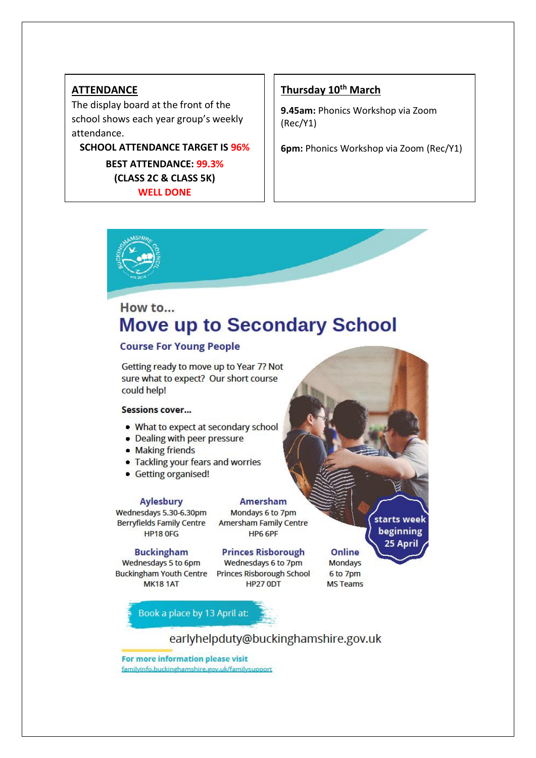## ATTENDANCE

The display board at the front of the school shows each year group's weekly attendance.

**SCHOOL ATTENDANCE TARGET IS 96%**

**BEST ATTENDANCE: 99.3%**

**(CLASS 2C & CLASS 5K)**

**WELL DONE**

## Thursday 10th March

**9.45am:** Phonics Workshop via Zoom (Rec/Y1)

**6pm:** Phonics Workshop via Zoom (Rec/Y1)

How to...

# Move up to Secondary School

### Course For Young People

Getting ready to move up to Year 7? Not sure what to expect? Our short course could help!

**Sessions cover...**

- What to expect at secondary school
- Dealing with peer pressure
- Making friends
- Tackling your fears and worries
- Getting organised!

**starts week beginning 25 April**

**Aylesbury**
Wednesdays 5.30-6.30pm
Berryfields Family Centre
HP18 0FG

**Amersham**
Mondays 6 to 7pm
Amersham Family Centre
HP6 6PF

**Buckingham**
Wednesdays 5 to 6pm
Buckingham Youth Centre
MK18 1AT

**Princes Risborough**
Wednesdays 6 to 7pm
Princes Risborough School
HP27 0DT

**Online**
Mondays
6 to 7pm
MS Teams

Book a place by 13 April at:

earlyhelpduty@buckinghamshire.gov.uk

**For more information please visit**
familyinfo.buckinghamshire.gov.uk/familysupport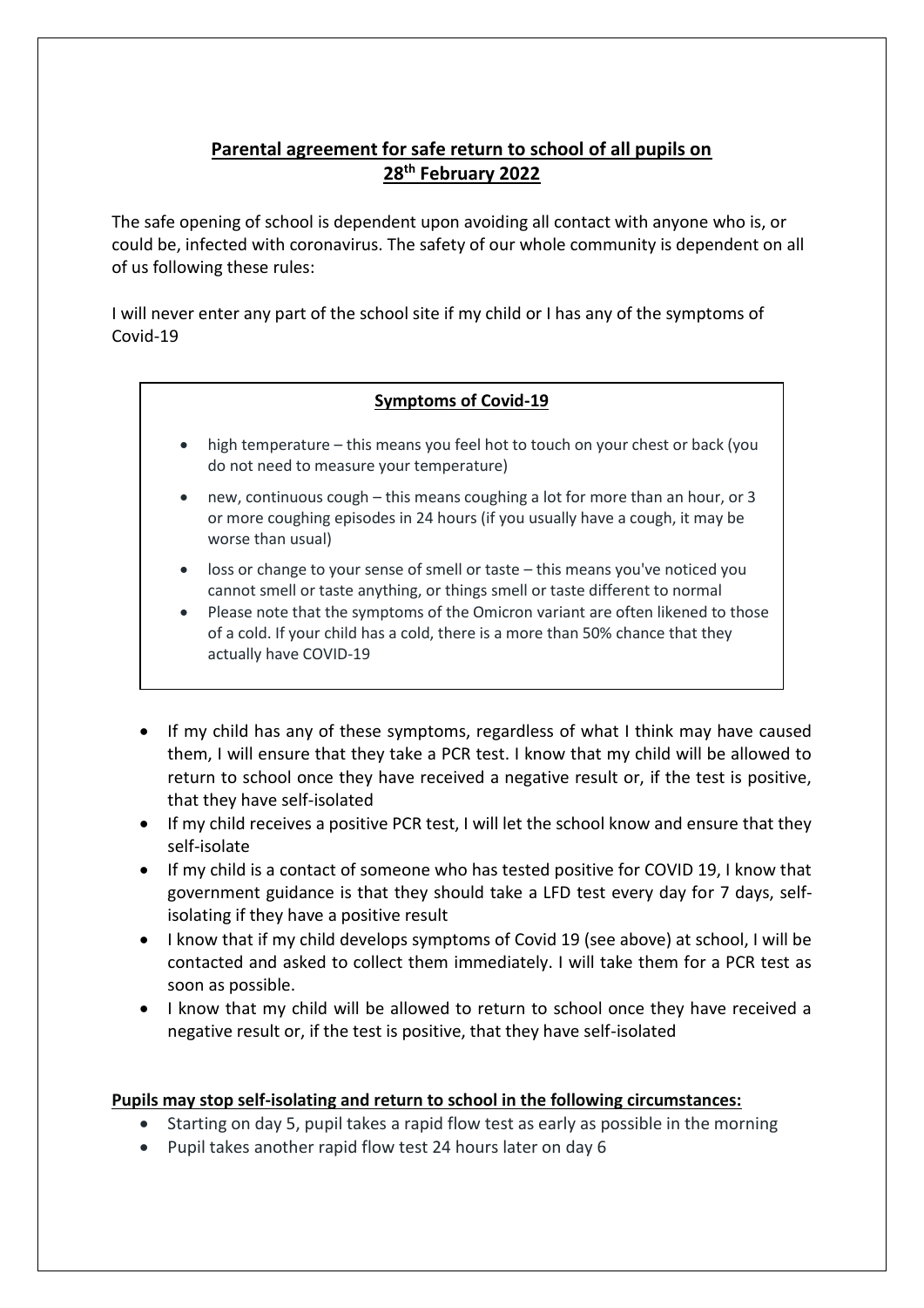## Parental agreement for safe return to school of all pupils on 28th February 2022

The safe opening of school is dependent upon avoiding all contact with anyone who is, or could be, infected with coronavirus. The safety of our whole community is dependent on all of us following these rules:

I will never enter any part of the school site if my child or I has any of the symptoms of Covid-19

### Symptoms of Covid-19

- high temperature – this means you feel hot to touch on your chest or back (you do not need to measure your temperature)
- new, continuous cough – this means coughing a lot for more than an hour, or 3 or more coughing episodes in 24 hours (if you usually have a cough, it may be worse than usual)
- loss or change to your sense of smell or taste – this means you've noticed you cannot smell or taste anything, or things smell or taste different to normal
- Please note that the symptoms of the Omicron variant are often likened to those of a cold. If your child has a cold, there is a more than 50% chance that they actually have COVID-19

- If my child has any of these symptoms, regardless of what I think may have caused them, I will ensure that they take a PCR test. I know that my child will be allowed to return to school once they have received a negative result or, if the test is positive, that they have self-isolated
- If my child receives a positive PCR test, I will let the school know and ensure that they self-isolate
- If my child is a contact of someone who has tested positive for COVID 19, I know that government guidance is that they should take a LFD test every day for 7 days, self-isolating if they have a positive result
- I know that if my child develops symptoms of Covid 19 (see above) at school, I will be contacted and asked to collect them immediately. I will take them for a PCR test as soon as possible.
- I know that my child will be allowed to return to school once they have received a negative result or, if the test is positive, that they have self-isolated

**Pupils may stop self-isolating and return to school in the following circumstances:**

- Starting on day 5, pupil takes a rapid flow test as early as possible in the morning
- Pupil takes another rapid flow test 24 hours later on day 6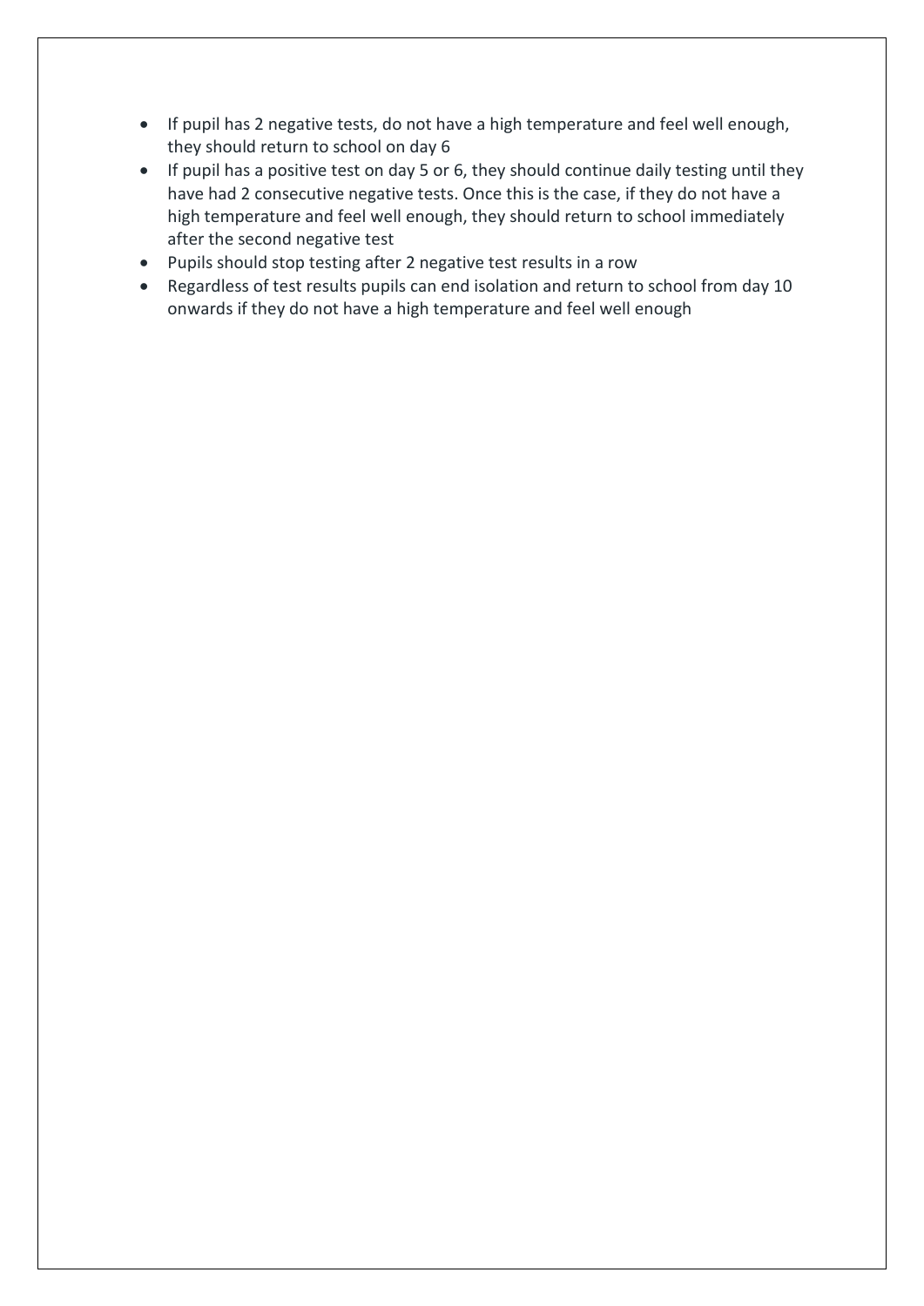- If pupil has 2 negative tests, do not have a high temperature and feel well enough, they should return to school on day 6
- If pupil has a positive test on day 5 or 6, they should continue daily testing until they have had 2 consecutive negative tests. Once this is the case, if they do not have a high temperature and feel well enough, they should return to school immediately after the second negative test
- Pupils should stop testing after 2 negative test results in a row
- Regardless of test results pupils can end isolation and return to school from day 10 onwards if they do not have a high temperature and feel well enough